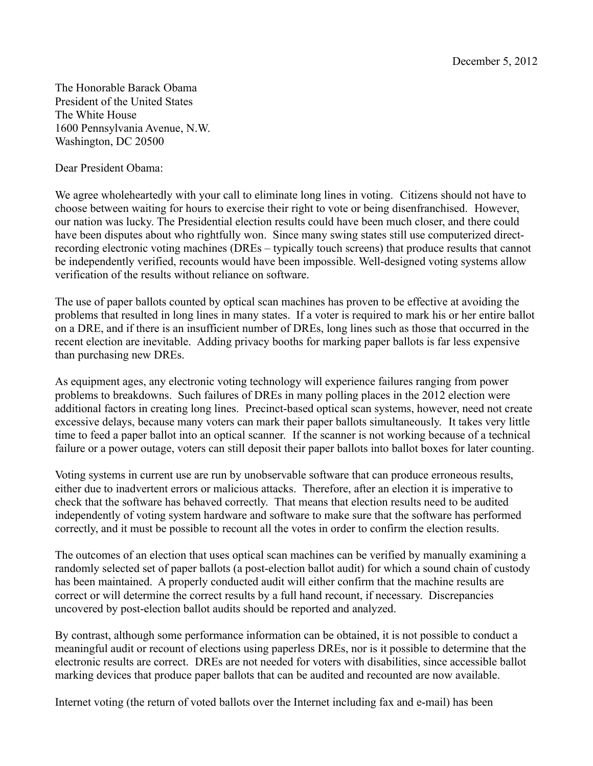December 5, 2012

The Honorable Barack Obama
President of the United States
The White House
1600 Pennsylvania Avenue, N.W.
Washington, DC 20500

Dear President Obama:

We agree wholeheartedly with your call to eliminate long lines in voting. Citizens should not have to choose between waiting for hours to exercise their right to vote or being disenfranchised. However, our nation was lucky. The Presidential election results could have been much closer, and there could have been disputes about who rightfully won. Since many swing states still use computerized direct-recording electronic voting machines (DREs – typically touch screens) that produce results that cannot be independently verified, recounts would have been impossible. Well-designed voting systems allow verification of the results without reliance on software.

The use of paper ballots counted by optical scan machines has proven to be effective at avoiding the problems that resulted in long lines in many states. If a voter is required to mark his or her entire ballot on a DRE, and if there is an insufficient number of DREs, long lines such as those that occurred in the recent election are inevitable. Adding privacy booths for marking paper ballots is far less expensive than purchasing new DREs.

As equipment ages, any electronic voting technology will experience failures ranging from power problems to breakdowns. Such failures of DREs in many polling places in the 2012 election were additional factors in creating long lines. Precinct-based optical scan systems, however, need not create excessive delays, because many voters can mark their paper ballots simultaneously. It takes very little time to feed a paper ballot into an optical scanner. If the scanner is not working because of a technical failure or a power outage, voters can still deposit their paper ballots into ballot boxes for later counting.

Voting systems in current use are run by unobservable software that can produce erroneous results, either due to inadvertent errors or malicious attacks. Therefore, after an election it is imperative to check that the software has behaved correctly. That means that election results need to be audited independently of voting system hardware and software to make sure that the software has performed correctly, and it must be possible to recount all the votes in order to confirm the election results.

The outcomes of an election that uses optical scan machines can be verified by manually examining a randomly selected set of paper ballots (a post-election ballot audit) for which a sound chain of custody has been maintained. A properly conducted audit will either confirm that the machine results are correct or will determine the correct results by a full hand recount, if necessary. Discrepancies uncovered by post-election ballot audits should be reported and analyzed.

By contrast, although some performance information can be obtained, it is not possible to conduct a meaningful audit or recount of elections using paperless DREs, nor is it possible to determine that the electronic results are correct. DREs are not needed for voters with disabilities, since accessible ballot marking devices that produce paper ballots that can be audited and recounted are now available.

Internet voting (the return of voted ballots over the Internet including fax and e-mail) has been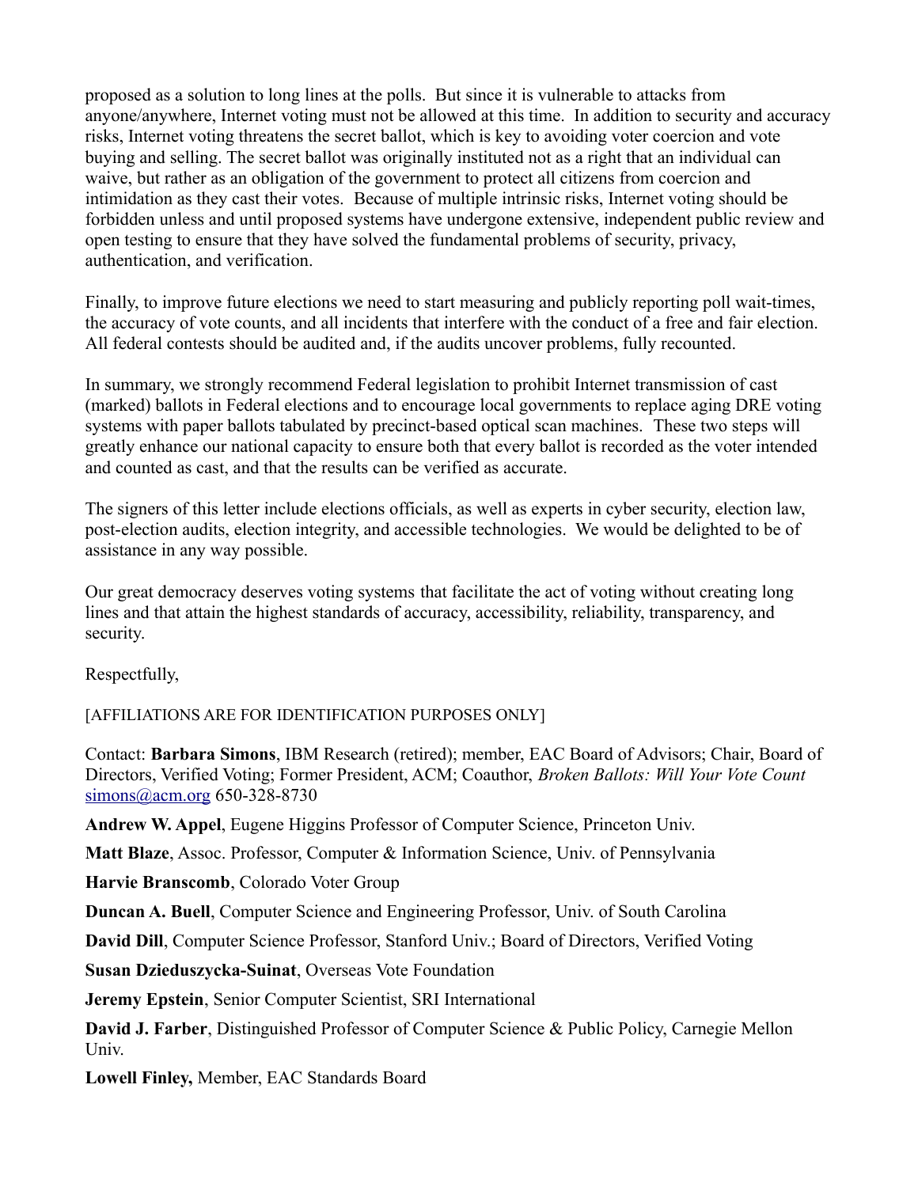proposed as a solution to long lines at the polls. But since it is vulnerable to attacks from anyone/anywhere, Internet voting must not be allowed at this time. In addition to security and accuracy risks, Internet voting threatens the secret ballot, which is key to avoiding voter coercion and vote buying and selling. The secret ballot was originally instituted not as a right that an individual can waive, but rather as an obligation of the government to protect all citizens from coercion and intimidation as they cast their votes. Because of multiple intrinsic risks, Internet voting should be forbidden unless and until proposed systems have undergone extensive, independent public review and open testing to ensure that they have solved the fundamental problems of security, privacy, authentication, and verification.

Finally, to improve future elections we need to start measuring and publicly reporting poll wait-times, the accuracy of vote counts, and all incidents that interfere with the conduct of a free and fair election. All federal contests should be audited and, if the audits uncover problems, fully recounted.

In summary, we strongly recommend Federal legislation to prohibit Internet transmission of cast (marked) ballots in Federal elections and to encourage local governments to replace aging DRE voting systems with paper ballots tabulated by precinct-based optical scan machines. These two steps will greatly enhance our national capacity to ensure both that every ballot is recorded as the voter intended and counted as cast, and that the results can be verified as accurate.

The signers of this letter include elections officials, as well as experts in cyber security, election law, post-election audits, election integrity, and accessible technologies. We would be delighted to be of assistance in any way possible.

Our great democracy deserves voting systems that facilitate the act of voting without creating long lines and that attain the highest standards of accuracy, accessibility, reliability, transparency, and security.

Respectfully,

[AFFILIATIONS ARE FOR IDENTIFICATION PURPOSES ONLY]

Contact: **Barbara Simons**, IBM Research (retired); member, EAC Board of Advisors; Chair, Board of Directors, Verified Voting; Former President, ACM; Coauthor, *Broken Ballots: Will Your Vote Count* simons@acm.org 650-328-8730

**Andrew W. Appel**, Eugene Higgins Professor of Computer Science, Princeton Univ.

**Matt Blaze**, Assoc. Professor, Computer & Information Science, Univ. of Pennsylvania

**Harvie Branscomb**, Colorado Voter Group

**Duncan A. Buell**, Computer Science and Engineering Professor, Univ. of South Carolina

**David Dill**, Computer Science Professor, Stanford Univ.; Board of Directors, Verified Voting

**Susan Dzieduszycka-Suinat**, Overseas Vote Foundation

**Jeremy Epstein**, Senior Computer Scientist, SRI International

**David J. Farber**, Distinguished Professor of Computer Science & Public Policy, Carnegie Mellon Univ.

**Lowell Finley,** Member, EAC Standards Board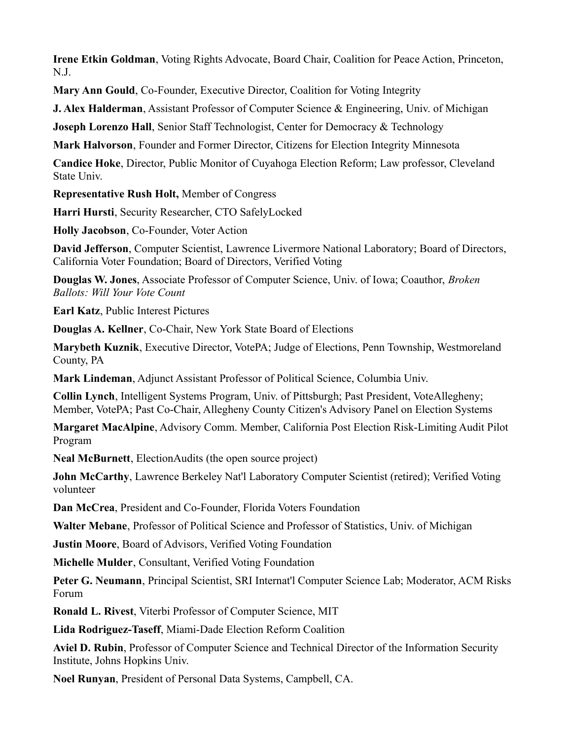**Irene Etkin Goldman**, Voting Rights Advocate, Board Chair, Coalition for Peace Action, Princeton, N.J.

**Mary Ann Gould**, Co-Founder, Executive Director, Coalition for Voting Integrity

**J. Alex Halderman**, Assistant Professor of Computer Science & Engineering, Univ. of Michigan

**Joseph Lorenzo Hall**, Senior Staff Technologist, Center for Democracy & Technology

**Mark Halvorson**, Founder and Former Director, Citizens for Election Integrity Minnesota

**Candice Hoke**, Director, Public Monitor of Cuyahoga Election Reform; Law professor, Cleveland State Univ.

**Representative Rush Holt,** Member of Congress

**Harri Hursti**, Security Researcher, CTO SafelyLocked

**Holly Jacobson**, Co-Founder, Voter Action

**David Jefferson**, Computer Scientist, Lawrence Livermore National Laboratory; Board of Directors, California Voter Foundation; Board of Directors, Verified Voting

**Douglas W. Jones**, Associate Professor of Computer Science, Univ. of Iowa; Coauthor, *Broken Ballots: Will Your Vote Count*

**Earl Katz**, Public Interest Pictures

**Douglas A. Kellner**, Co-Chair, New York State Board of Elections

**Marybeth Kuznik**, Executive Director, VotePA; Judge of Elections, Penn Township, Westmoreland County, PA

**Mark Lindeman**, Adjunct Assistant Professor of Political Science, Columbia Univ.

**Collin Lynch**, Intelligent Systems Program, Univ. of Pittsburgh; Past President, VoteAllegheny; Member, VotePA; Past Co-Chair, Allegheny County Citizen's Advisory Panel on Election Systems

**Margaret MacAlpine**, Advisory Comm. Member, California Post Election Risk-Limiting Audit Pilot Program

**Neal McBurnett**, ElectionAudits (the open source project)

**John McCarthy**, Lawrence Berkeley Nat'l Laboratory Computer Scientist (retired); Verified Voting volunteer

**Dan McCrea**, President and Co-Founder, Florida Voters Foundation

**Walter Mebane**, Professor of Political Science and Professor of Statistics, Univ. of Michigan

**Justin Moore**, Board of Advisors, Verified Voting Foundation

**Michelle Mulder**, Consultant, Verified Voting Foundation

**Peter G. Neumann**, Principal Scientist, SRI Internat'l Computer Science Lab; Moderator, ACM Risks Forum

**Ronald L. Rivest**, Viterbi Professor of Computer Science, MIT

**Lida Rodriguez-Taseff**, Miami-Dade Election Reform Coalition

**Aviel D. Rubin**, Professor of Computer Science and Technical Director of the Information Security Institute, Johns Hopkins Univ.

**Noel Runyan**, President of Personal Data Systems, Campbell, CA.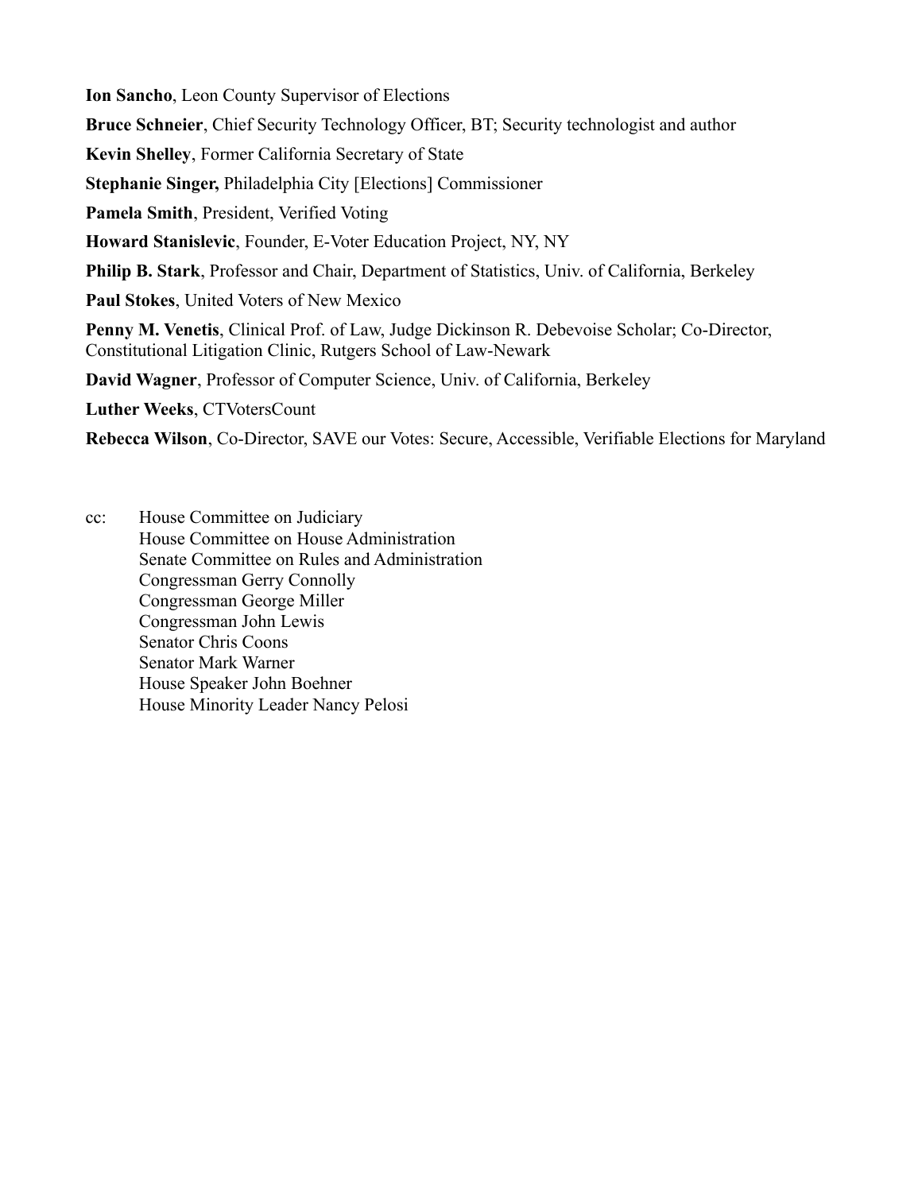**Ion Sancho**, Leon County Supervisor of Elections

**Bruce Schneier**, Chief Security Technology Officer, BT; Security technologist and author

**Kevin Shelley**, Former California Secretary of State

**Stephanie Singer,** Philadelphia City [Elections] Commissioner

**Pamela Smith**, President, Verified Voting

**Howard Stanislevic**, Founder, E-Voter Education Project, NY, NY

**Philip B. Stark**, Professor and Chair, Department of Statistics, Univ. of California, Berkeley

**Paul Stokes**, United Voters of New Mexico

**Penny M. Venetis**, Clinical Prof. of Law, Judge Dickinson R. Debevoise Scholar; Co-Director, Constitutional Litigation Clinic, Rutgers School of Law-Newark

**David Wagner**, Professor of Computer Science, Univ. of California, Berkeley

**Luther Weeks**, CTVotersCount

**Rebecca Wilson**, Co-Director, SAVE our Votes: Secure, Accessible, Verifiable Elections for Maryland

cc: House Committee on Judiciary
House Committee on House Administration
Senate Committee on Rules and Administration
Congressman Gerry Connolly
Congressman George Miller
Congressman John Lewis
Senator Chris Coons
Senator Mark Warner
House Speaker John Boehner
House Minority Leader Nancy Pelosi